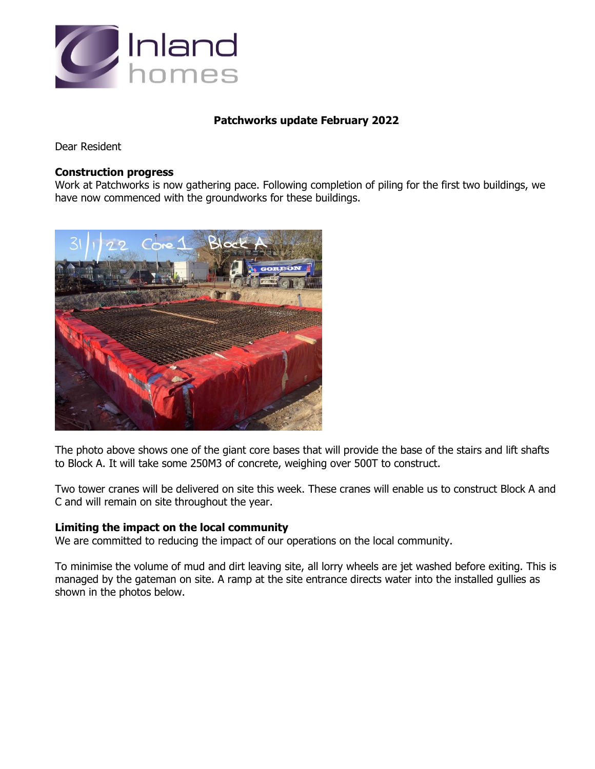**Patchworks update February 2022**

Dear Resident

**Construction progress**

Work at Patchworks is now gathering pace. Following completion of piling for the first two buildings, we have now commenced with the groundworks for these buildings.

The photo above shows one of the giant core bases that will provide the base of the stairs and lift shafts to Block A. It will take some 250M3 of concrete, weighing over 500T to construct.

Two tower cranes will be delivered on site this week. These cranes will enable us to construct Block A and C and will remain on site throughout the year.

**Limiting the impact on the local community**

We are committed to reducing the impact of our operations on the local community.

To minimise the volume of mud and dirt leaving site, all lorry wheels are jet washed before exiting. This is managed by the gateman on site. A ramp at the site entrance directs water into the installed gullies as shown in the photos below.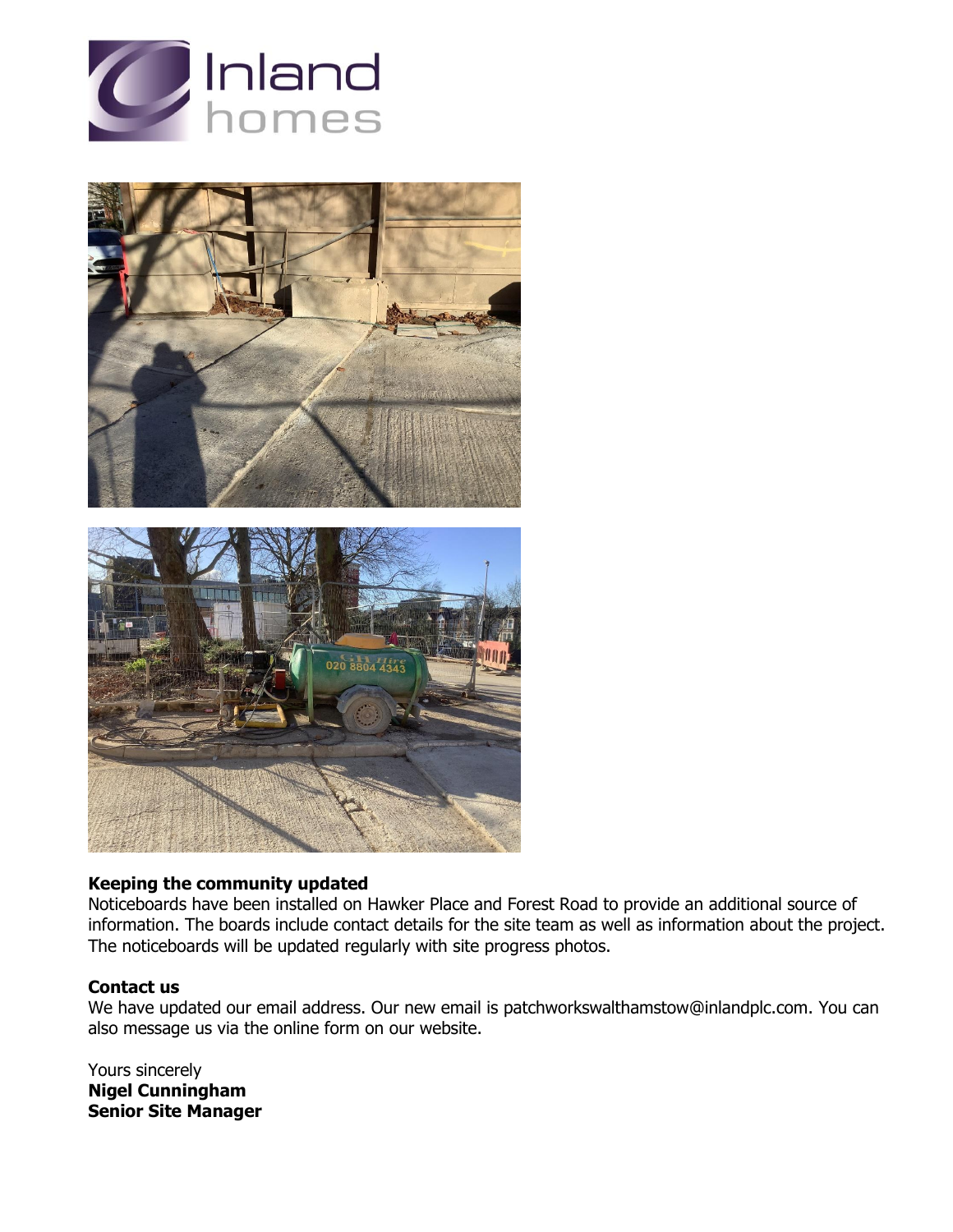**Keeping the community updated**
Noticeboards have been installed on Hawker Place and Forest Road to provide an additional source of information. The boards include contact details for the site team as well as information about the project. The noticeboards will be updated regularly with site progress photos.

**Contact us**
We have updated our email address. Our new email is patchworkswalthamstow@inlandplc.com. You can also message us via the online form on our website.

Yours sincerely
**Nigel Cunningham**
**Senior Site Manager**